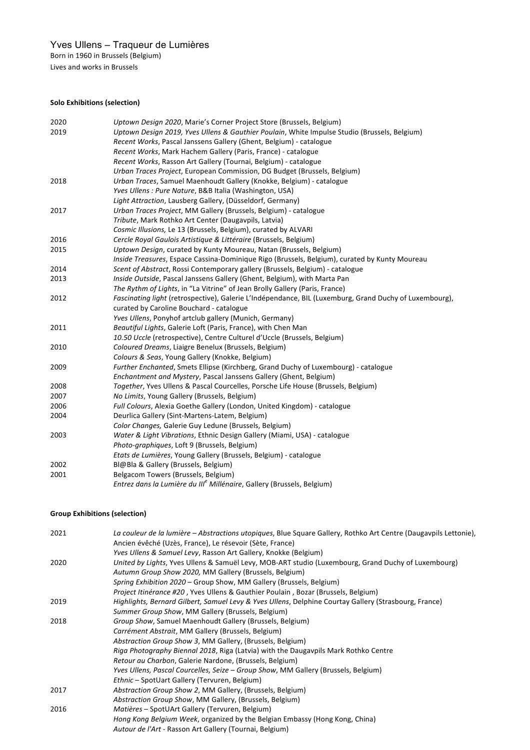# Yves Ullens – Traqueur de Lumières

Born in 1960 in Brussels (Belgium)
Lives and works in Brussels

**Solo Exhibitions (selection)**

| | |
|---|---|
| 2020 | *Uptown Design 2020*, Marie's Corner Project Store (Brussels, Belgium) |
| 2019 | *Uptown Design 2019, Yves Ullens & Gauthier Poulain*, White Impulse Studio (Brussels, Belgium) |
| | *Recent Works*, Pascal Janssens Gallery (Ghent, Belgium) - catalogue |
| | *Recent Works*, Mark Hachem Gallery (Paris, France) - catalogue |
| | *Recent Works*, Rasson Art Gallery (Tournai, Belgium) - catalogue |
| | *Urban Traces Project*, European Commission, DG Budget (Brussels, Belgium) |
| 2018 | *Urban Traces*, Samuel Maenhoudt Gallery (Knokke, Belgium) - catalogue |
| | *Yves Ullens : Pure Nature*, B&B Italia (Washington, USA) |
| | *Light Attraction*, Lausberg Gallery, (Düsseldorf, Germany) |
| 2017 | *Urban Traces Project*, MM Gallery (Brussels, Belgium) - catalogue |
| | *Tribute*, Mark Rothko Art Center (Daugavpils, Latvia) |
| | *Cosmic Illusions,* Le 13 (Brussels, Belgium), curated by ALVARI |
| 2016 | *Cercle Royal Gaulois Artistique & Littéraire* (Brussels, Belgium) |
| 2015 | *Uptown Design*, curated by Kunty Moureau, Natan (Brussels, Belgium) |
| | *Inside Treasures*, Espace Cassina-Dominique Rigo (Brussels, Belgium), curated by Kunty Moureau |
| 2014 | *Scent of Abstract*, Rossi Contemporary gallery (Brussels, Belgium) - catalogue |
| 2013 | *Inside Outside*, Pascal Janssens Gallery (Ghent, Belgium), with Marta Pan |
| | *The Rythm of Lights*, in "La Vitrine" of Jean Brolly Gallery (Paris, France) |
| 2012 | *Fascinating light* (retrospective), Galerie L'Indépendance, BIL (Luxemburg, Grand Duchy of Luxembourg), curated by Caroline Bouchard - catalogue |
| | *Yves Ullens*, Ponyhof artclub gallery (Munich, Germany) |
| 2011 | *Beautiful Lights*, Galerie Loft (Paris, France), with Chen Man |
| | *10.50 Uccle* (retrospective), Centre Culturel d'Uccle (Brussels, Belgium) |
| 2010 | *Coloured Dreams*, Liaigre Benelux (Brussels, Belgium) |
| | *Colours & Seas*, Young Gallery (Knokke, Belgium) |
| 2009 | *Further Enchanted*, Smets Ellipse (Kirchberg, Grand Duchy of Luxembourg) - catalogue |
| | *Enchantment and Mystery*, Pascal Janssens Gallery (Ghent, Belgium) |
| 2008 | *Together*, Yves Ullens & Pascal Courcelles, Porsche Life House (Brussels, Belgium) |
| 2007 | *No Limits*, Young Gallery (Brussels, Belgium) |
| 2006 | *Full Colours*, Alexia Goethe Gallery (London, United Kingdom) - catalogue |
| 2004 | Deurlica Gallery (Sint-Martens-Latem, Belgium) |
| | *Color Changes,* Galerie Guy Ledune (Brussels, Belgium) |
| 2003 | *Water & Light Vibrations*, Ethnic Design Gallery (Miami, USA) - catalogue |
| | *Photo-graphiques*, Loft 9 (Brussels, Belgium) |
| | *Etats de Lumières*, Young Gallery (Brussels, Belgium) - catalogue |
| 2002 | Bl@Bla & Gallery (Brussels, Belgium) |
| 2001 | Belgacom Towers (Brussels, Belgium) |
| | *Entrez dans la Lumière du III$^{e}$ Millénaire*, Gallery (Brussels, Belgium) |

**Group Exhibitions (selection)**

| | |
|---|---|
| 2021 | *La couleur de la lumière – Abstractions utopiques*, Blue Square Gallery, Rothko Art Centre (Daugavpils Lettonie), Ancien évêché (Uzès, France), Le résevoir (Sète, France) |
| | *Yves Ullens & Samuel Levy*, Rasson Art Gallery, Knokke (Belgium) |
| 2020 | *United by Lights*, Yves Ullens & Samuël Levy, MOB-ART studio (Luxembourg, Grand Duchy of Luxembourg) |
| | *Autumn Group Show 2020,* MM Gallery (Brussels, Belgium) |
| | *Spring Exhibition 2020* – Group Show, MM Gallery (Brussels, Belgium) |
| | *Project Itinérance #20* , Yves Ullens & Gauthier Poulain , Bozar (Brussels, Belgium) |
| 2019 | *Highlights, Bernard Gilbert, Samuel Levy & Yves Ullens*, Delphine Courtay Gallery (Strasbourg, France) |
| | *Summer Group Show*, MM Gallery (Brussels, Belgium) |
| 2018 | Group Show, Samuel Maenhoudt Gallery (Brussels, Belgium) |
| | *Carrément Abstrait*, MM Gallery (Brussels, Belgium) |
| | *Abstraction Group Show 3*, MM Gallery, (Brussels, Belgium) |
| | *Riga Photography Biennal 2018*, Riga (Latvia) with the Daugavpils Mark Rothko Centre |
| | *Retour au Charbon*, Galerie Nardone, (Brussels, Belgium) |
| | *Yves Ullens, Pascal Courcelles, Seize – Group Show*, MM Gallery (Brussels, Belgium) |
| | *Ethnic* – SpotUart Gallery (Tervuren, Belgium) |
| 2017 | *Abstraction Group Show 2*, MM Gallery, (Brussels, Belgium) |
| | *Abstraction Group Show*, MM Gallery, (Brussels, Belgium) |
| 2016 | *Matières* – SpotUArt Gallery (Tervuren, Belgium) |
| | *Hong Kong Belgium Week*, organized by the Belgian Embassy (Hong Kong, China) |
| | *Autour de l'Art* - Rasson Art Gallery (Tournai, Belgium) |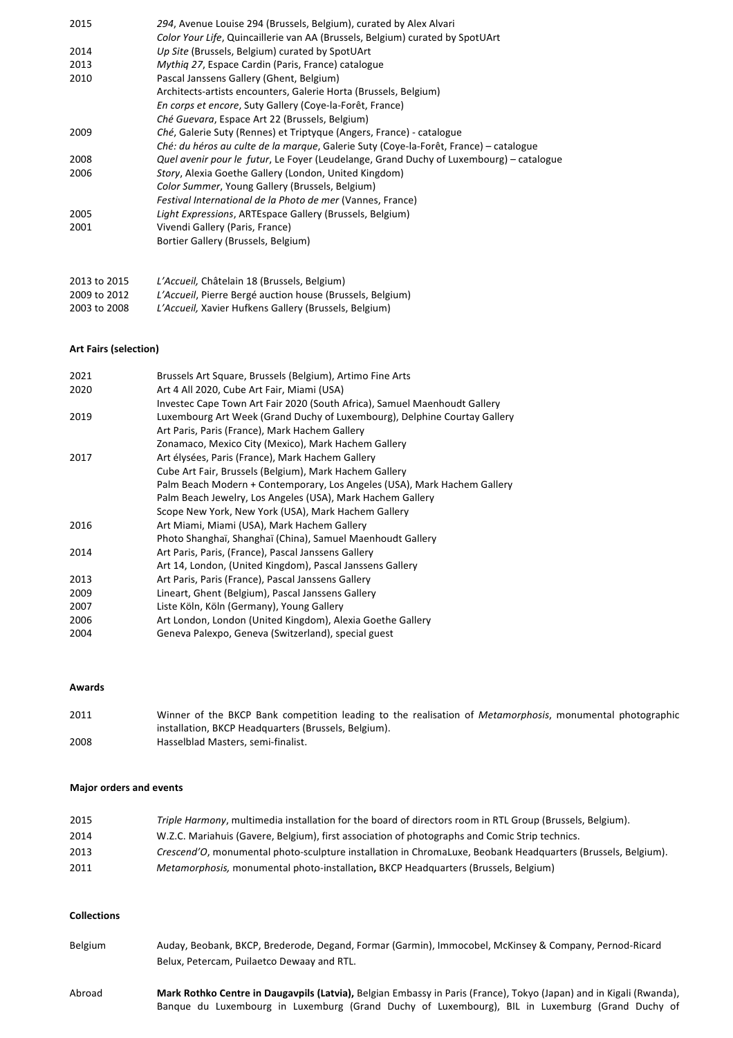| | |
|---|---|
| 2015 | *294*, Avenue Louise 294 (Brussels, Belgium), curated by Alex Alvari |
| | *Color Your Life*, Quincaillerie van AA (Brussels, Belgium) curated by SpotUArt |
| 2014 | *Up Site* (Brussels, Belgium) curated by SpotUArt |
| 2013 | *Mythiq 27*, Espace Cardin (Paris, France) catalogue |
| 2010 | Pascal Janssens Gallery (Ghent, Belgium) |
| | Architects-artists encounters, Galerie Horta (Brussels, Belgium) |
| | *En corps et encore*, Suty Gallery (Coye-la-Forêt, France) |
| | *Ché Guevara*, Espace Art 22 (Brussels, Belgium) |
| 2009 | *Ché*, Galerie Suty (Rennes) et Triptyque (Angers, France) - catalogue |
| | *Ché: du héros au culte de la marque*, Galerie Suty (Coye-la-Forêt, France) – catalogue |
| 2008 | *Quel avenir pour le futur*, Le Foyer (Leudelange, Grand Duchy of Luxembourg) – catalogue |
| 2006 | *Story*, Alexia Goethe Gallery (London, United Kingdom) |
| | *Color Summer*, Young Gallery (Brussels, Belgium) |
| | *Festival International de la Photo de mer* (Vannes, France) |
| 2005 | *Light Expressions*, ARTEspace Gallery (Brussels, Belgium) |
| 2001 | Vivendi Gallery (Paris, France) |
| | Bortier Gallery (Brussels, Belgium) |

| | |
|---|---|
| 2013 to 2015 | *L'Accueil,* Châtelain 18 (Brussels, Belgium) |
| 2009 to 2012 | *L'Accueil*, Pierre Bergé auction house (Brussels, Belgium) |
| 2003 to 2008 | *L'Accueil,* Xavier Hufkens Gallery (Brussels, Belgium) |

**Art Fairs (selection)**

| | |
|---|---|
| 2021 | Brussels Art Square, Brussels (Belgium), Artimo Fine Arts |
| 2020 | Art 4 All 2020, Cube Art Fair, Miami (USA) |
| | Investec Cape Town Art Fair 2020 (South Africa), Samuel Maenhoudt Gallery |
| 2019 | Luxembourg Art Week (Grand Duchy of Luxembourg), Delphine Courtay Gallery |
| | Art Paris, Paris (France), Mark Hachem Gallery |
| | Zonamaco, Mexico City (Mexico), Mark Hachem Gallery |
| 2017 | Art élysées, Paris (France), Mark Hachem Gallery |
| | Cube Art Fair, Brussels (Belgium), Mark Hachem Gallery |
| | Palm Beach Modern + Contemporary, Los Angeles (USA), Mark Hachem Gallery |
| | Palm Beach Jewelry, Los Angeles (USA), Mark Hachem Gallery |
| | Scope New York, New York (USA), Mark Hachem Gallery |
| 2016 | Art Miami, Miami (USA), Mark Hachem Gallery |
| | Photo Shanghaï, Shanghaï (China), Samuel Maenhoudt Gallery |
| 2014 | Art Paris, Paris, (France), Pascal Janssens Gallery |
| | Art 14, London, (United Kingdom), Pascal Janssens Gallery |
| 2013 | Art Paris, Paris (France), Pascal Janssens Gallery |
| 2009 | Lineart, Ghent (Belgium), Pascal Janssens Gallery |
| 2007 | Liste Köln, Köln (Germany), Young Gallery |
| 2006 | Art London, London (United Kingdom), Alexia Goethe Gallery |
| 2004 | Geneva Palexpo, Geneva (Switzerland), special guest |

**Awards**

| | |
|---|---|
| 2011 | Winner of the BKCP Bank competition leading to the realisation of *Metamorphosis*, monumental photographic installation, BKCP Headquarters (Brussels, Belgium). |
| 2008 | Hasselblad Masters, semi-finalist. |

**Major orders and events**

| | |
|---|---|
| 2015 | *Triple Harmony*, multimedia installation for the board of directors room in RTL Group (Brussels, Belgium). |
| 2014 | W.Z.C. Mariahuis (Gavere, Belgium), first association of photographs and Comic Strip technics. |
| 2013 | *Crescend'O*, monumental photo-sculpture installation in ChromaLuxe, Beobank Headquarters (Brussels, Belgium). |
| 2011 | *Metamorphosis,* monumental photo-installation**,** BKCP Headquarters (Brussels, Belgium) |

**Collections**

| | |
|---|---|
| Belgium | Auday, Beobank, BKCP, Brederode, Degand, Formar (Garmin), Immocobel, McKinsey & Company, Pernod-Ricard Belux, Petercam, Puilaetco Dewaay and RTL. |
| Abroad | **Mark Rothko Centre in Daugavpils (Latvia),** Belgian Embassy in Paris (France), Tokyo (Japan) and in Kigali (Rwanda), Banque du Luxembourg in Luxemburg (Grand Duchy of Luxembourg), BIL in Luxemburg (Grand Duchy of |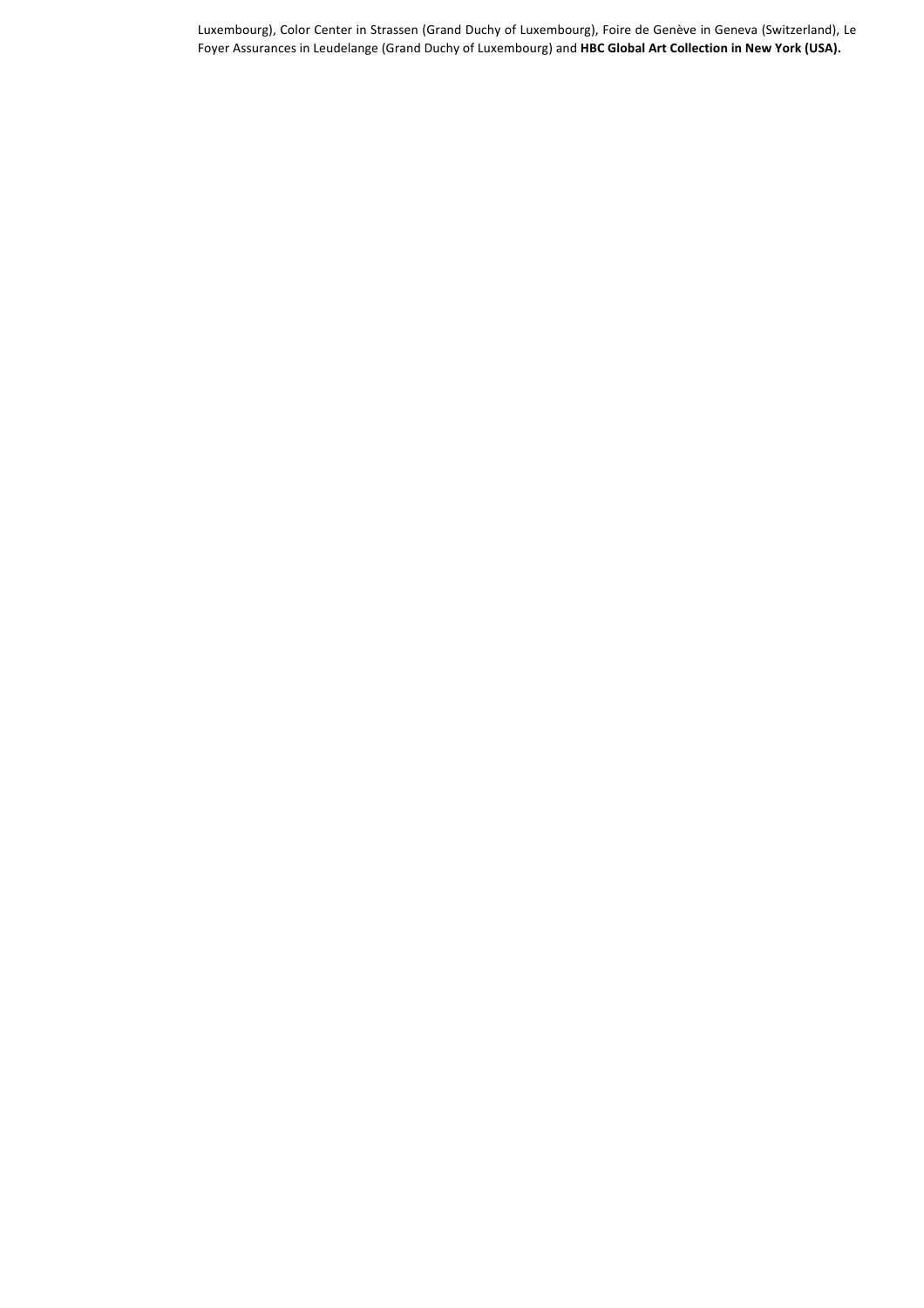Luxembourg), Color Center in Strassen (Grand Duchy of Luxembourg), Foire de Genève in Geneva (Switzerland), Le Foyer Assurances in Leudelange (Grand Duchy of Luxembourg) and **HBC Global Art Collection in New York (USA).**